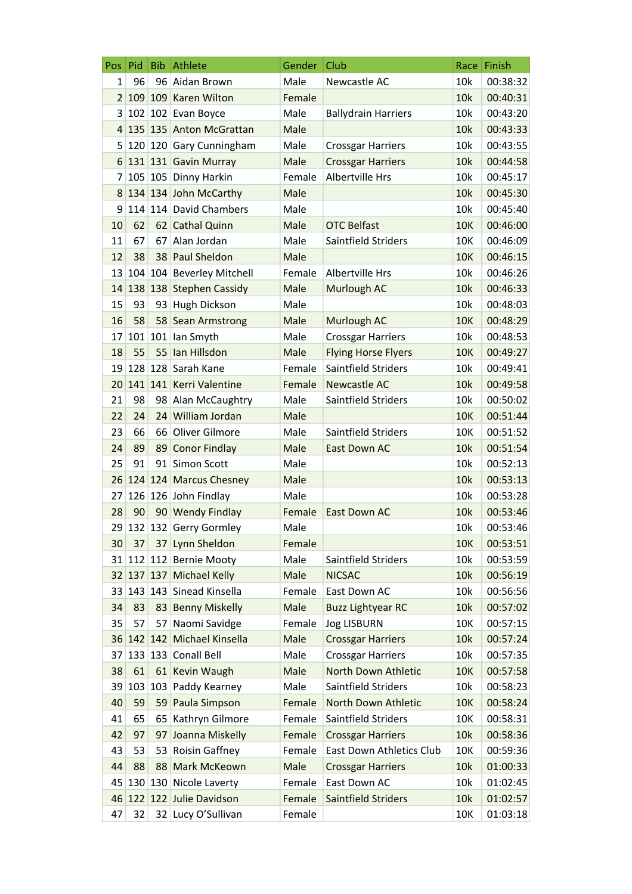| Pos | Pid | Bib | Athlete | Gender | Club | Race | Finish |
|---|---|---|---|---|---|---|---|
| 1 | 96 | 96 | Aidan Brown | Male | Newcastle AC | 10k | 00:38:32 |
| 2 | 109 | 109 | Karen Wilton | Female | | 10k | 00:40:31 |
| 3 | 102 | 102 | Evan Boyce | Male | Ballydrain Harriers | 10k | 00:43:20 |
| 4 | 135 | 135 | Anton McGrattan | Male | | 10k | 00:43:33 |
| 5 | 120 | 120 | Gary Cunningham | Male | Crossgar Harriers | 10k | 00:43:55 |
| 6 | 131 | 131 | Gavin Murray | Male | Crossgar Harriers | 10k | 00:44:58 |
| 7 | 105 | 105 | Dinny Harkin | Female | Albertville Hrs | 10k | 00:45:17 |
| 8 | 134 | 134 | John McCarthy | Male | | 10k | 00:45:30 |
| 9 | 114 | 114 | David Chambers | Male | | 10k | 00:45:40 |
| 10 | 62 | 62 | Cathal Quinn | Male | OTC Belfast | 10K | 00:46:00 |
| 11 | 67 | 67 | Alan Jordan | Male | Saintfield Striders | 10K | 00:46:09 |
| 12 | 38 | 38 | Paul Sheldon | Male | | 10K | 00:46:15 |
| 13 | 104 | 104 | Beverley Mitchell | Female | Albertville Hrs | 10k | 00:46:26 |
| 14 | 138 | 138 | Stephen Cassidy | Male | Murlough AC | 10k | 00:46:33 |
| 15 | 93 | 93 | Hugh Dickson | Male | | 10k | 00:48:03 |
| 16 | 58 | 58 | Sean Armstrong | Male | Murlough AC | 10K | 00:48:29 |
| 17 | 101 | 101 | Ian Smyth | Male | Crossgar Harriers | 10k | 00:48:53 |
| 18 | 55 | 55 | Ian Hillsdon | Male | Flying Horse Flyers | 10K | 00:49:27 |
| 19 | 128 | 128 | Sarah Kane | Female | Saintfield Striders | 10k | 00:49:41 |
| 20 | 141 | 141 | Kerri Valentine | Female | Newcastle AC | 10k | 00:49:58 |
| 21 | 98 | 98 | Alan McCaughtry | Male | Saintfield Striders | 10k | 00:50:02 |
| 22 | 24 | 24 | William Jordan | Male | | 10K | 00:51:44 |
| 23 | 66 | 66 | Oliver Gilmore | Male | Saintfield Striders | 10K | 00:51:52 |
| 24 | 89 | 89 | Conor Findlay | Male | East Down AC | 10k | 00:51:54 |
| 25 | 91 | 91 | Simon Scott | Male | | 10k | 00:52:13 |
| 26 | 124 | 124 | Marcus Chesney | Male | | 10k | 00:53:13 |
| 27 | 126 | 126 | John Findlay | Male | | 10k | 00:53:28 |
| 28 | 90 | 90 | Wendy Findlay | Female | East Down AC | 10k | 00:53:46 |
| 29 | 132 | 132 | Gerry Gormley | Male | | 10k | 00:53:46 |
| 30 | 37 | 37 | Lynn Sheldon | Female | | 10K | 00:53:51 |
| 31 | 112 | 112 | Bernie Mooty | Male | Saintfield Striders | 10k | 00:53:59 |
| 32 | 137 | 137 | Michael Kelly | Male | NICSAC | 10k | 00:56:19 |
| 33 | 143 | 143 | Sinead Kinsella | Female | East Down AC | 10k | 00:56:56 |
| 34 | 83 | 83 | Benny Miskelly | Male | Buzz Lightyear RC | 10k | 00:57:02 |
| 35 | 57 | 57 | Naomi Savidge | Female | Jog LISBURN | 10K | 00:57:15 |
| 36 | 142 | 142 | Michael Kinsella | Male | Crossgar Harriers | 10k | 00:57:24 |
| 37 | 133 | 133 | Conall Bell | Male | Crossgar Harriers | 10k | 00:57:35 |
| 38 | 61 | 61 | Kevin Waugh | Male | North Down Athletic | 10K | 00:57:58 |
| 39 | 103 | 103 | Paddy Kearney | Male | Saintfield Striders | 10k | 00:58:23 |
| 40 | 59 | 59 | Paula Simpson | Female | North Down Athletic | 10K | 00:58:24 |
| 41 | 65 | 65 | Kathryn Gilmore | Female | Saintfield Striders | 10K | 00:58:31 |
| 42 | 97 | 97 | Joanna Miskelly | Female | Crossgar Harriers | 10k | 00:58:36 |
| 43 | 53 | 53 | Roisin Gaffney | Female | East Down Athletics Club | 10K | 00:59:36 |
| 44 | 88 | 88 | Mark McKeown | Male | Crossgar Harriers | 10k | 01:00:33 |
| 45 | 130 | 130 | Nicole Laverty | Female | East Down AC | 10k | 01:02:45 |
| 46 | 122 | 122 | Julie Davidson | Female | Saintfield Striders | 10k | 01:02:57 |
| 47 | 32 | 32 | Lucy O'Sullivan | Female | | 10K | 01:03:18 |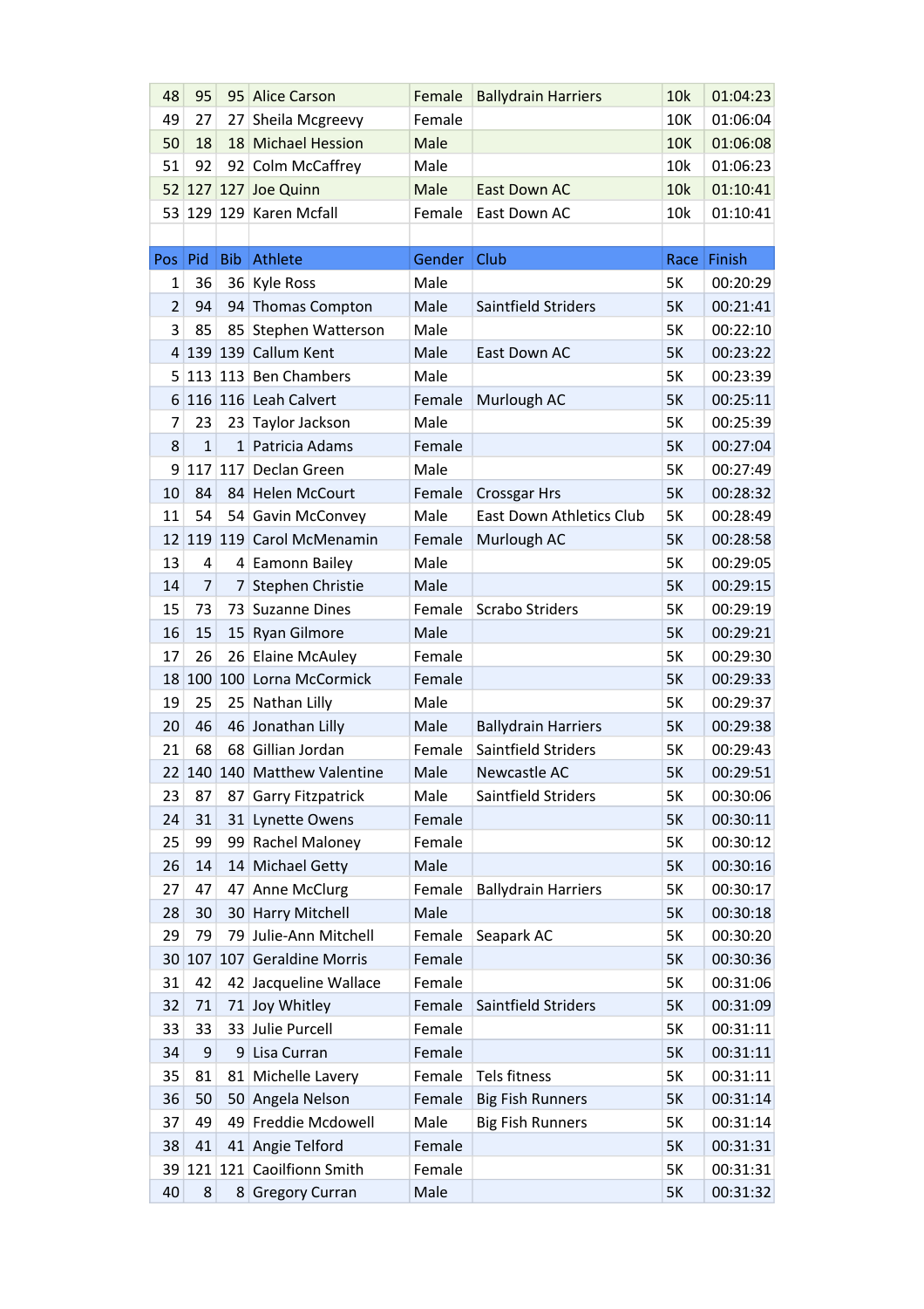| | | | | | | | |
|---|---|---|---|---|---|---|---|
| 48 | 95 | 95 | Alice Carson | Female | Ballydrain Harriers | 10k | 01:04:23 |
| 49 | 27 | 27 | Sheila Mcgreevy | Female | | 10K | 01:06:04 |
| 50 | 18 | 18 | Michael Hession | Male | | 10K | 01:06:08 |
| 51 | 92 | 92 | Colm McCaffrey | Male | | 10k | 01:06:23 |
| 52 | 127 | 127 | Joe Quinn | Male | East Down AC | 10k | 01:10:41 |
| 53 | 129 | 129 | Karen Mcfall | Female | East Down AC | 10k | 01:10:41 |

| Pos | Pid | Bib | Athlete | Gender | Club | Race | Finish |
|---|---|---|---|---|---|---|---|
| 1 | 36 | 36 | Kyle Ross | Male | | 5K | 00:20:29 |
| 2 | 94 | 94 | Thomas Compton | Male | Saintfield Striders | 5K | 00:21:41 |
| 3 | 85 | 85 | Stephen Watterson | Male | | 5K | 00:22:10 |
| 4 | 139 | 139 | Callum Kent | Male | East Down AC | 5K | 00:23:22 |
| 5 | 113 | 113 | Ben Chambers | Male | | 5K | 00:23:39 |
| 6 | 116 | 116 | Leah Calvert | Female | Murlough AC | 5K | 00:25:11 |
| 7 | 23 | 23 | Taylor Jackson | Male | | 5K | 00:25:39 |
| 8 | 1 | 1 | Patricia Adams | Female | | 5K | 00:27:04 |
| 9 | 117 | 117 | Declan Green | Male | | 5K | 00:27:49 |
| 10 | 84 | 84 | Helen McCourt | Female | Crossgar Hrs | 5K | 00:28:32 |
| 11 | 54 | 54 | Gavin McConvey | Male | East Down Athletics Club | 5K | 00:28:49 |
| 12 | 119 | 119 | Carol McMenamin | Female | Murlough AC | 5K | 00:28:58 |
| 13 | 4 | 4 | Eamonn Bailey | Male | | 5K | 00:29:05 |
| 14 | 7 | 7 | Stephen Christie | Male | | 5K | 00:29:15 |
| 15 | 73 | 73 | Suzanne Dines | Female | Scrabo Striders | 5K | 00:29:19 |
| 16 | 15 | 15 | Ryan Gilmore | Male | | 5K | 00:29:21 |
| 17 | 26 | 26 | Elaine McAuley | Female | | 5K | 00:29:30 |
| 18 | 100 | 100 | Lorna McCormick | Female | | 5K | 00:29:33 |
| 19 | 25 | 25 | Nathan Lilly | Male | | 5K | 00:29:37 |
| 20 | 46 | 46 | Jonathan Lilly | Male | Ballydrain Harriers | 5K | 00:29:38 |
| 21 | 68 | 68 | Gillian Jordan | Female | Saintfield Striders | 5K | 00:29:43 |
| 22 | 140 | 140 | Matthew Valentine | Male | Newcastle AC | 5K | 00:29:51 |
| 23 | 87 | 87 | Garry Fitzpatrick | Male | Saintfield Striders | 5K | 00:30:06 |
| 24 | 31 | 31 | Lynette Owens | Female | | 5K | 00:30:11 |
| 25 | 99 | 99 | Rachel Maloney | Female | | 5K | 00:30:12 |
| 26 | 14 | 14 | Michael Getty | Male | | 5K | 00:30:16 |
| 27 | 47 | 47 | Anne McClurg | Female | Ballydrain Harriers | 5K | 00:30:17 |
| 28 | 30 | 30 | Harry Mitchell | Male | | 5K | 00:30:18 |
| 29 | 79 | 79 | Julie-Ann Mitchell | Female | Seapark AC | 5K | 00:30:20 |
| 30 | 107 | 107 | Geraldine Morris | Female | | 5K | 00:30:36 |
| 31 | 42 | 42 | Jacqueline Wallace | Female | | 5K | 00:31:06 |
| 32 | 71 | 71 | Joy Whitley | Female | Saintfield Striders | 5K | 00:31:09 |
| 33 | 33 | 33 | Julie Purcell | Female | | 5K | 00:31:11 |
| 34 | 9 | 9 | Lisa Curran | Female | | 5K | 00:31:11 |
| 35 | 81 | 81 | Michelle Lavery | Female | Tels fitness | 5K | 00:31:11 |
| 36 | 50 | 50 | Angela Nelson | Female | Big Fish Runners | 5K | 00:31:14 |
| 37 | 49 | 49 | Freddie Mcdowell | Male | Big Fish Runners | 5K | 00:31:14 |
| 38 | 41 | 41 | Angie Telford | Female | | 5K | 00:31:31 |
| 39 | 121 | 121 | Caoilfionn Smith | Female | | 5K | 00:31:31 |
| 40 | 8 | 8 | Gregory Curran | Male | | 5K | 00:31:32 |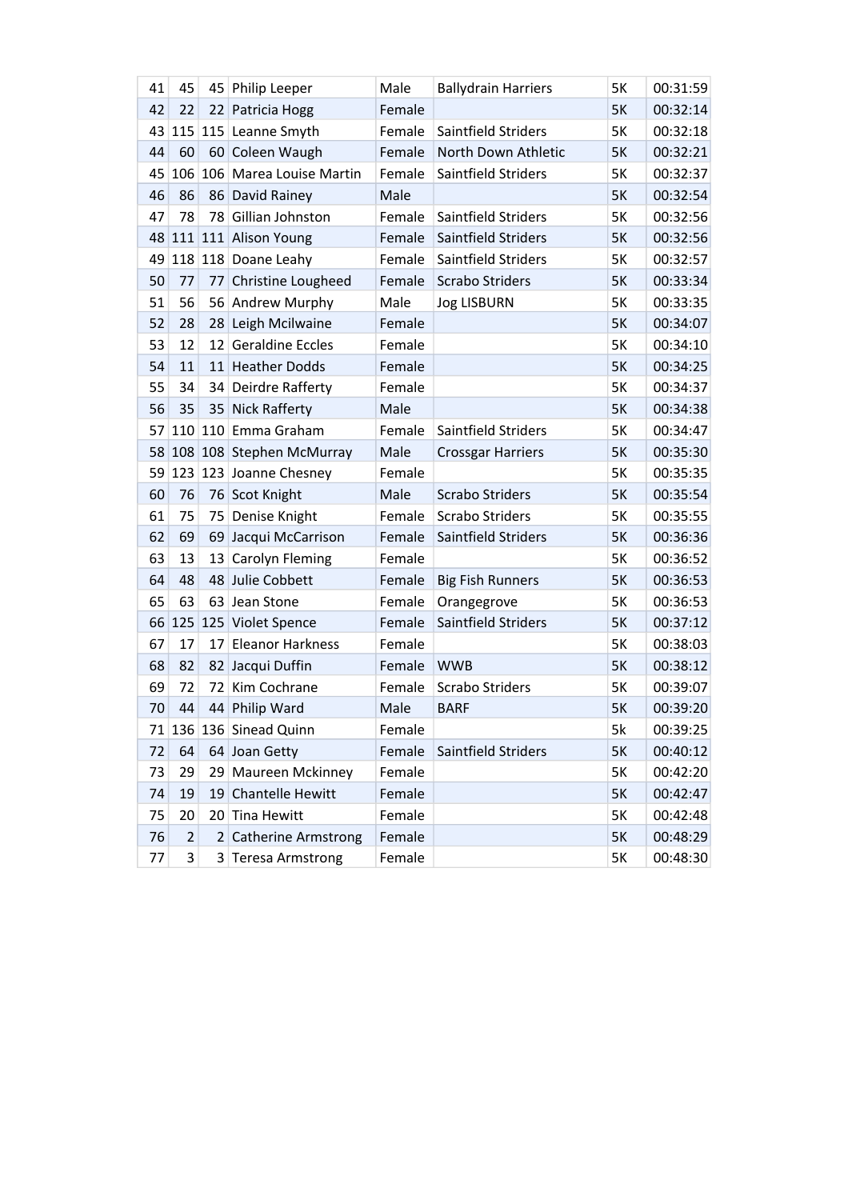| | | | | | | | |
|---|---|---|---|---|---|---|---|
| 41 | 45 | 45 | Philip Leeper | Male | Ballydrain Harriers | 5K | 00:31:59 |
| 42 | 22 | 22 | Patricia Hogg | Female | | 5K | 00:32:14 |
| 43 | 115 | 115 | Leanne Smyth | Female | Saintfield Striders | 5K | 00:32:18 |
| 44 | 60 | 60 | Coleen Waugh | Female | North Down Athletic | 5K | 00:32:21 |
| 45 | 106 | 106 | Marea Louise Martin | Female | Saintfield Striders | 5K | 00:32:37 |
| 46 | 86 | 86 | David Rainey | Male | | 5K | 00:32:54 |
| 47 | 78 | 78 | Gillian Johnston | Female | Saintfield Striders | 5K | 00:32:56 |
| 48 | 111 | 111 | Alison Young | Female | Saintfield Striders | 5K | 00:32:56 |
| 49 | 118 | 118 | Doane Leahy | Female | Saintfield Striders | 5K | 00:32:57 |
| 50 | 77 | 77 | Christine Lougheed | Female | Scrabo Striders | 5K | 00:33:34 |
| 51 | 56 | 56 | Andrew Murphy | Male | Jog LISBURN | 5K | 00:33:35 |
| 52 | 28 | 28 | Leigh Mcilwaine | Female | | 5K | 00:34:07 |
| 53 | 12 | 12 | Geraldine Eccles | Female | | 5K | 00:34:10 |
| 54 | 11 | 11 | Heather Dodds | Female | | 5K | 00:34:25 |
| 55 | 34 | 34 | Deirdre Rafferty | Female | | 5K | 00:34:37 |
| 56 | 35 | 35 | Nick Rafferty | Male | | 5K | 00:34:38 |
| 57 | 110 | 110 | Emma Graham | Female | Saintfield Striders | 5K | 00:34:47 |
| 58 | 108 | 108 | Stephen McMurray | Male | Crossgar Harriers | 5K | 00:35:30 |
| 59 | 123 | 123 | Joanne Chesney | Female | | 5K | 00:35:35 |
| 60 | 76 | 76 | Scot Knight | Male | Scrabo Striders | 5K | 00:35:54 |
| 61 | 75 | 75 | Denise Knight | Female | Scrabo Striders | 5K | 00:35:55 |
| 62 | 69 | 69 | Jacqui McCarrison | Female | Saintfield Striders | 5K | 00:36:36 |
| 63 | 13 | 13 | Carolyn Fleming | Female | | 5K | 00:36:52 |
| 64 | 48 | 48 | Julie Cobbett | Female | Big Fish Runners | 5K | 00:36:53 |
| 65 | 63 | 63 | Jean Stone | Female | Orangegrove | 5K | 00:36:53 |
| 66 | 125 | 125 | Violet Spence | Female | Saintfield Striders | 5K | 00:37:12 |
| 67 | 17 | 17 | Eleanor Harkness | Female | | 5K | 00:38:03 |
| 68 | 82 | 82 | Jacqui Duffin | Female | WWB | 5K | 00:38:12 |
| 69 | 72 | 72 | Kim Cochrane | Female | Scrabo Striders | 5K | 00:39:07 |
| 70 | 44 | 44 | Philip Ward | Male | BARF | 5K | 00:39:20 |
| 71 | 136 | 136 | Sinead Quinn | Female | | 5k | 00:39:25 |
| 72 | 64 | 64 | Joan Getty | Female | Saintfield Striders | 5K | 00:40:12 |
| 73 | 29 | 29 | Maureen Mckinney | Female | | 5K | 00:42:20 |
| 74 | 19 | 19 | Chantelle Hewitt | Female | | 5K | 00:42:47 |
| 75 | 20 | 20 | Tina Hewitt | Female | | 5K | 00:42:48 |
| 76 | 2 | 2 | Catherine Armstrong | Female | | 5K | 00:48:29 |
| 77 | 3 | 3 | Teresa Armstrong | Female | | 5K | 00:48:30 |